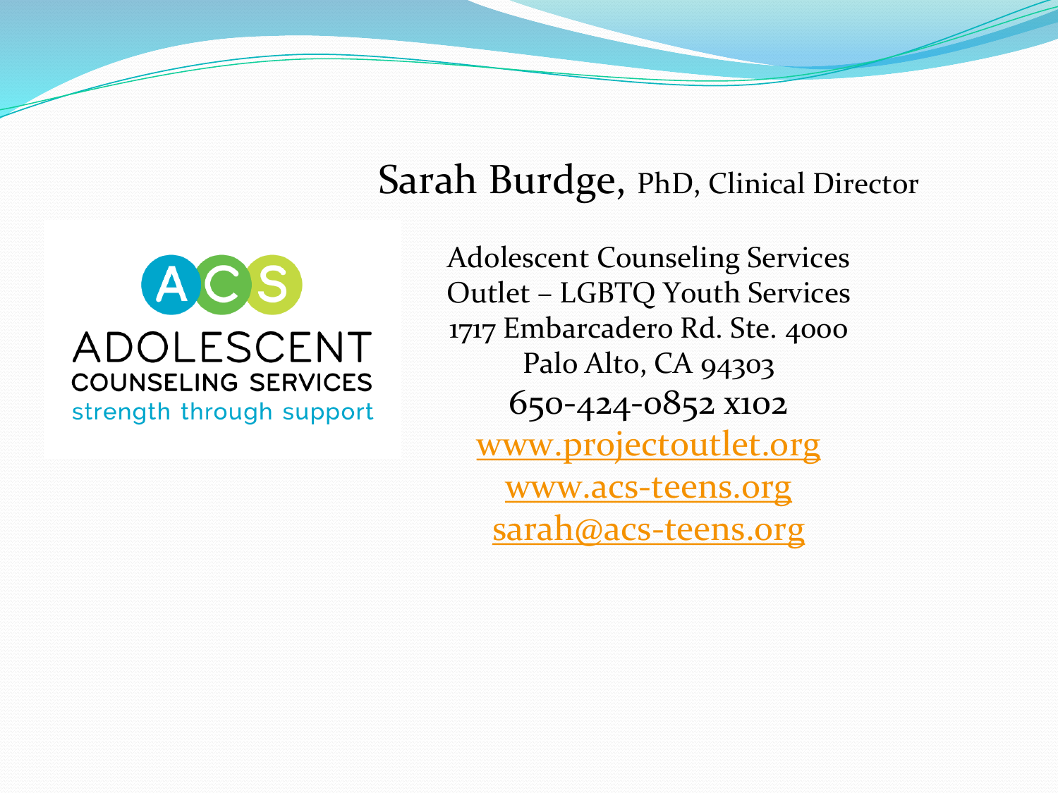# Sarah Burdge, PhD, Clinical Director

ACS
ADOLESCENT
COUNSELING SERVICES
strength through support

Adolescent Counseling Services
Outlet – LGBTQ Youth Services
1717 Embarcadero Rd. Ste. 4000
Palo Alto, CA 94303
650-424-0852 x102
www.projectoutlet.org
www.acs-teens.org
sarah@acs-teens.org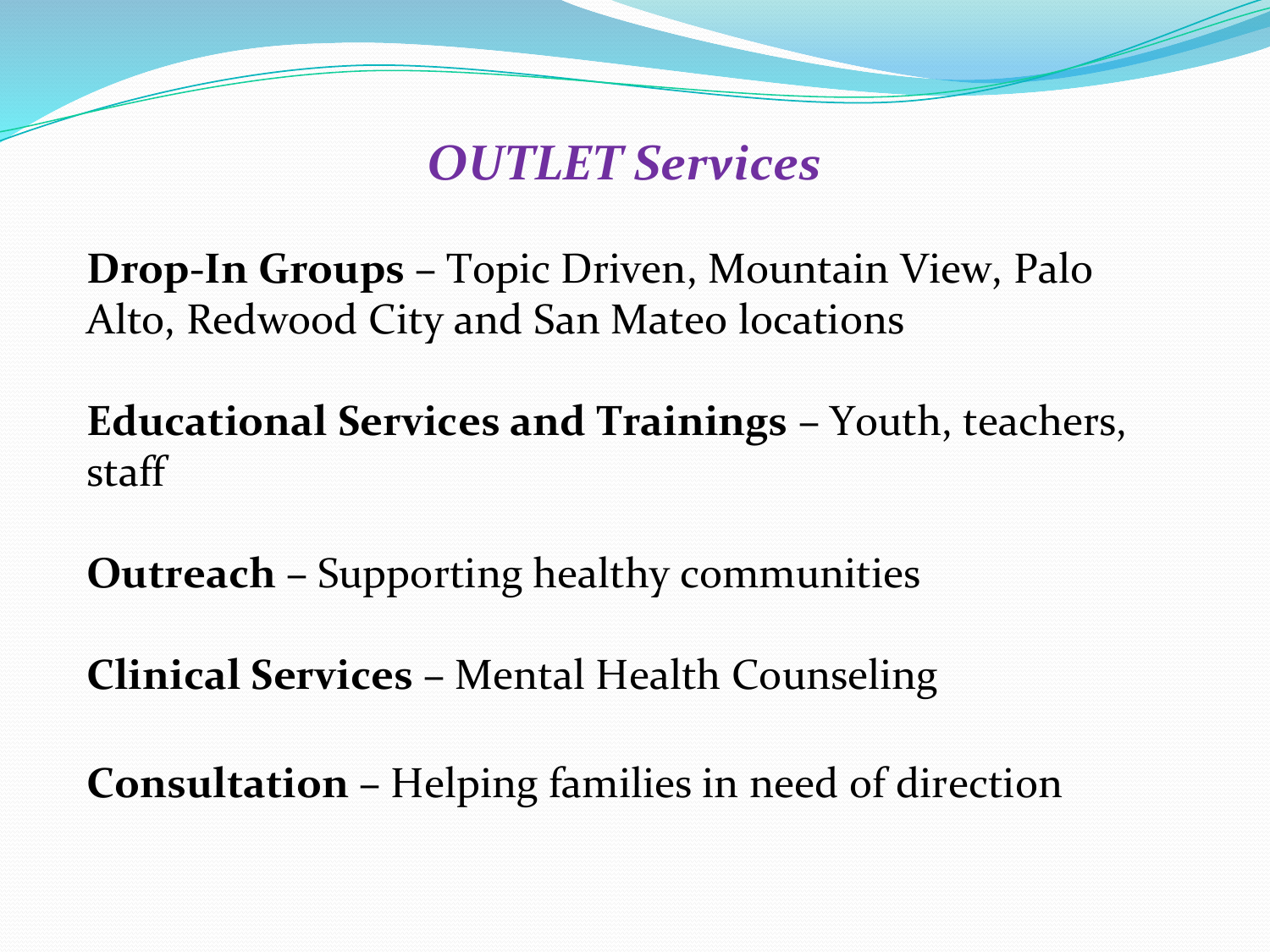# *OUTLET Services*

**Drop-In Groups** – Topic Driven, Mountain View, Palo Alto, Redwood City and San Mateo locations

**Educational Services and Trainings** – Youth, teachers, staff

**Outreach** – Supporting healthy communities

**Clinical Services** – Mental Health Counseling

**Consultation** – Helping families in need of direction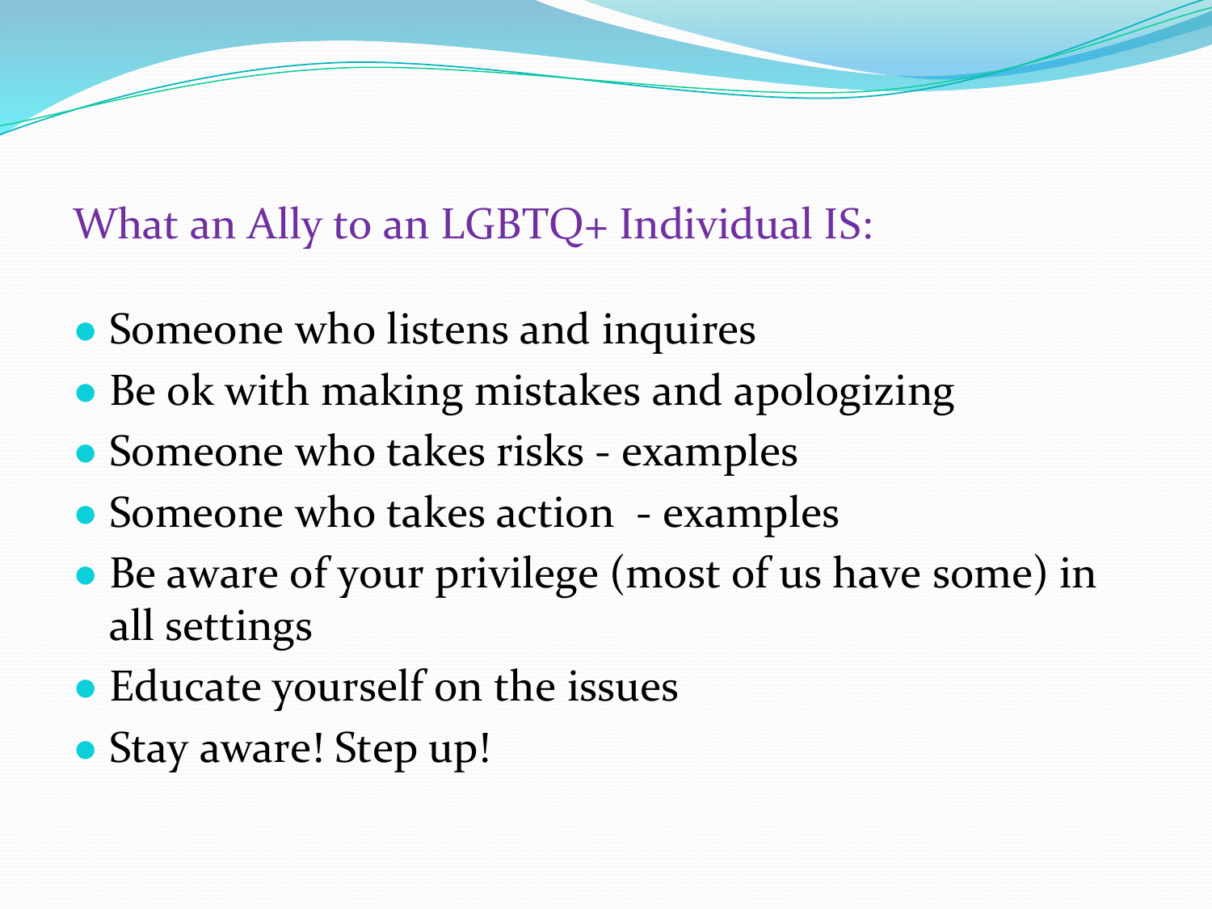## What an Ally to an LGBTQ+ Individual IS:

- Someone who listens and inquires
- Be ok with making mistakes and apologizing
- Someone who takes risks - examples
- Someone who takes action - examples
- Be aware of your privilege (most of us have some) in all settings
- Educate yourself on the issues
- Stay aware! Step up!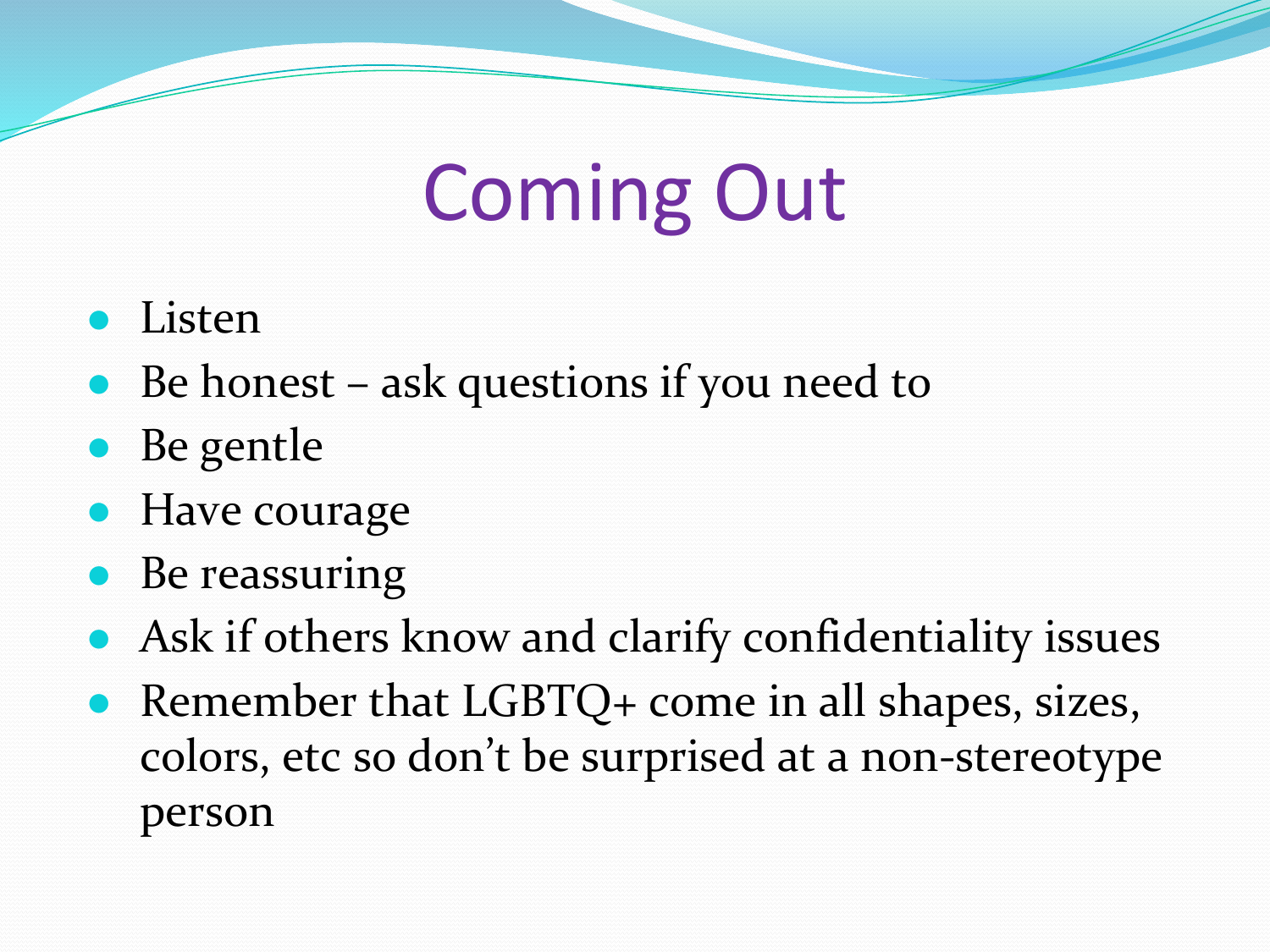# Coming Out

- Listen
- Be honest – ask questions if you need to
- Be gentle
- Have courage
- Be reassuring
- Ask if others know and clarify confidentiality issues
- Remember that LGBTQ+ come in all shapes, sizes, colors, etc so don't be surprised at a non-stereotype person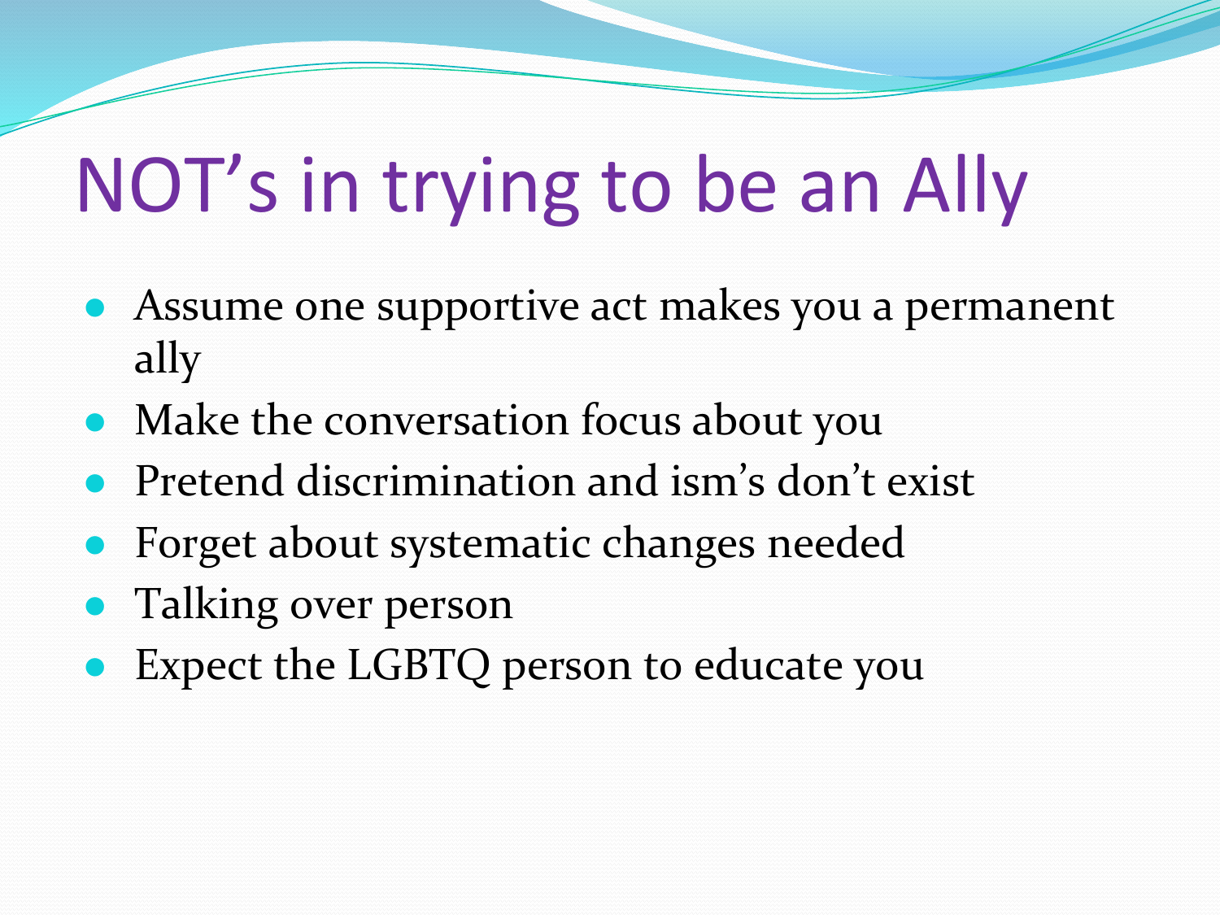# NOT's in trying to be an Ally

- Assume one supportive act makes you a permanent ally
- Make the conversation focus about you
- Pretend discrimination and ism's don't exist
- Forget about systematic changes needed
- Talking over person
- Expect the LGBTQ person to educate you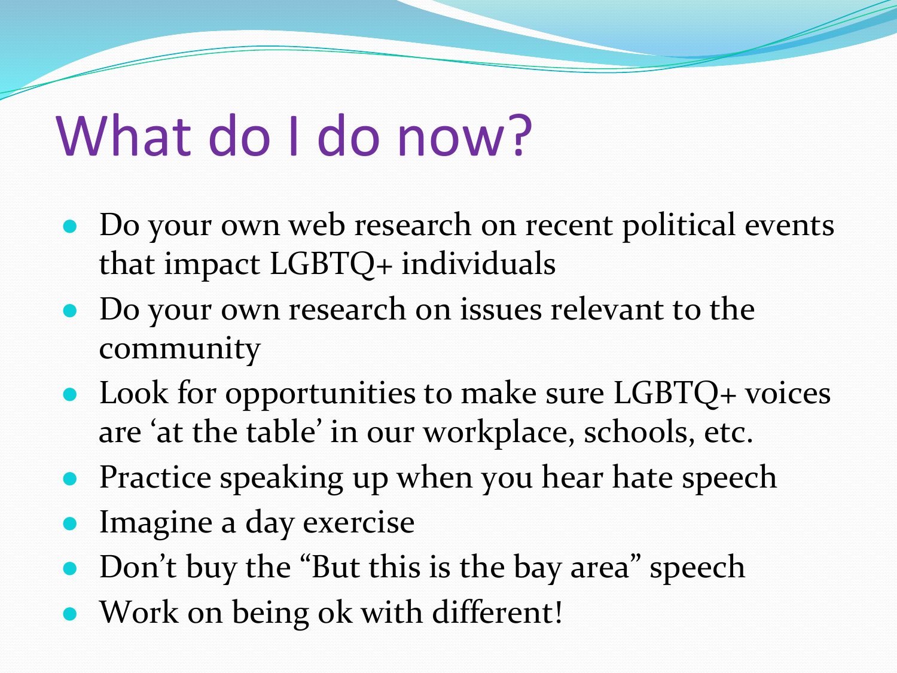# What do I do now?

- Do your own web research on recent political events that impact LGBTQ+ individuals
- Do your own research on issues relevant to the community
- Look for opportunities to make sure LGBTQ+ voices are 'at the table' in our workplace, schools, etc.
- Practice speaking up when you hear hate speech
- Imagine a day exercise
- Don't buy the "But this is the bay area" speech
- Work on being ok with different!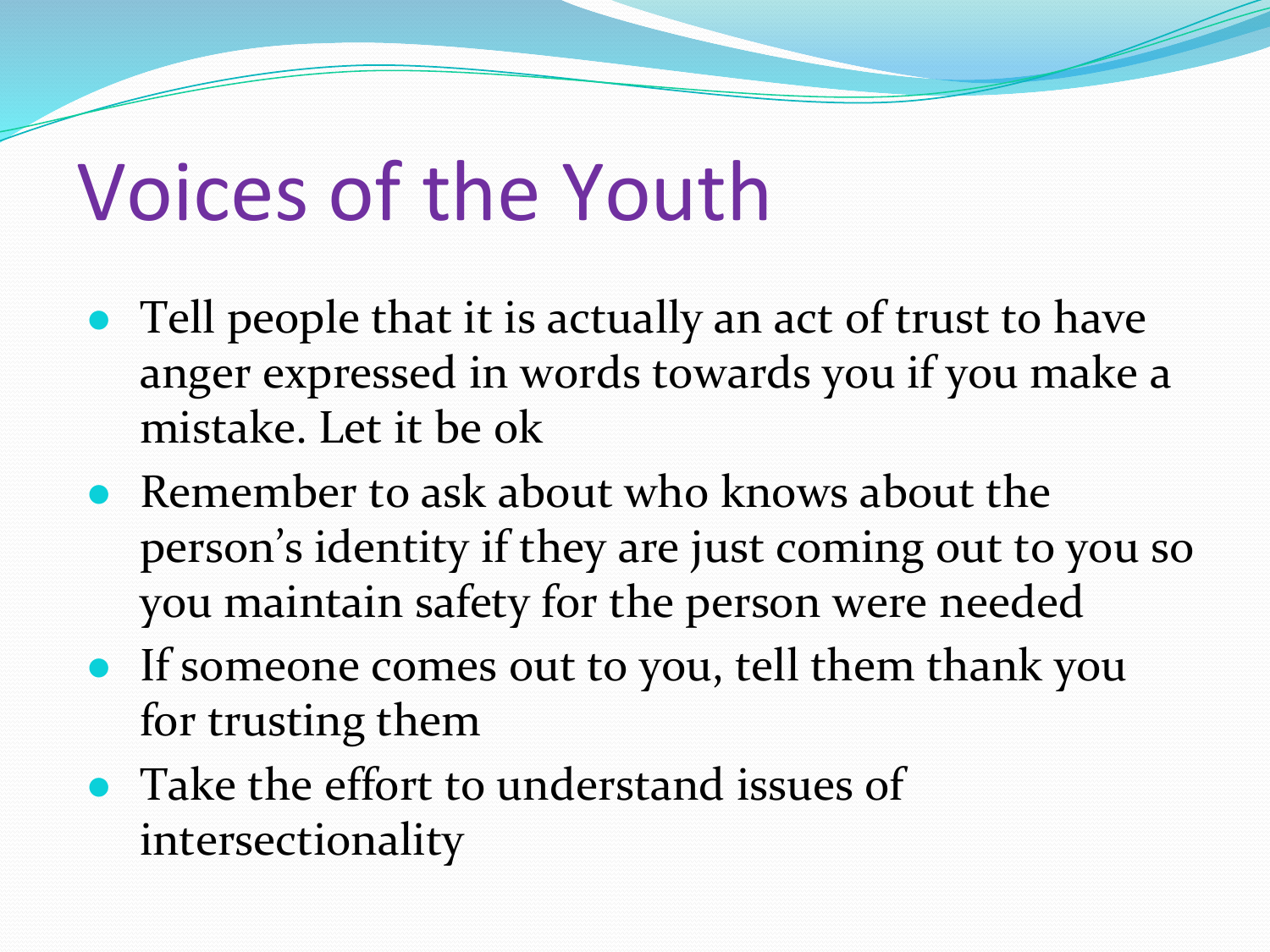# Voices of the Youth

- Tell people that it is actually an act of trust to have anger expressed in words towards you if you make a mistake. Let it be ok
- Remember to ask about who knows about the person's identity if they are just coming out to you so you maintain safety for the person were needed
- If someone comes out to you, tell them thank you for trusting them
- Take the effort to understand issues of intersectionality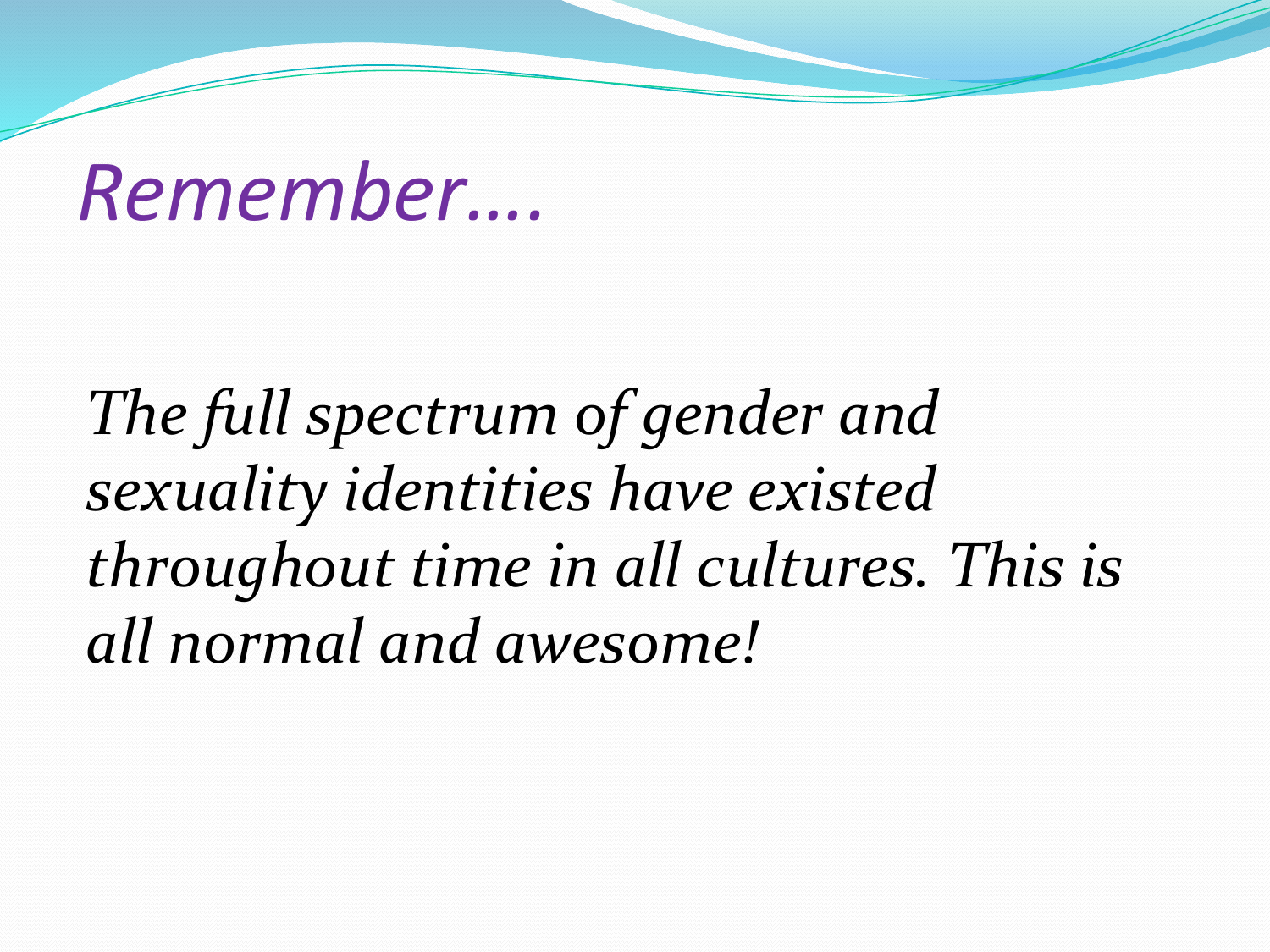# *Remember….*

*The full spectrum of gender and sexuality identities have existed throughout time in all cultures. This is all normal and awesome!*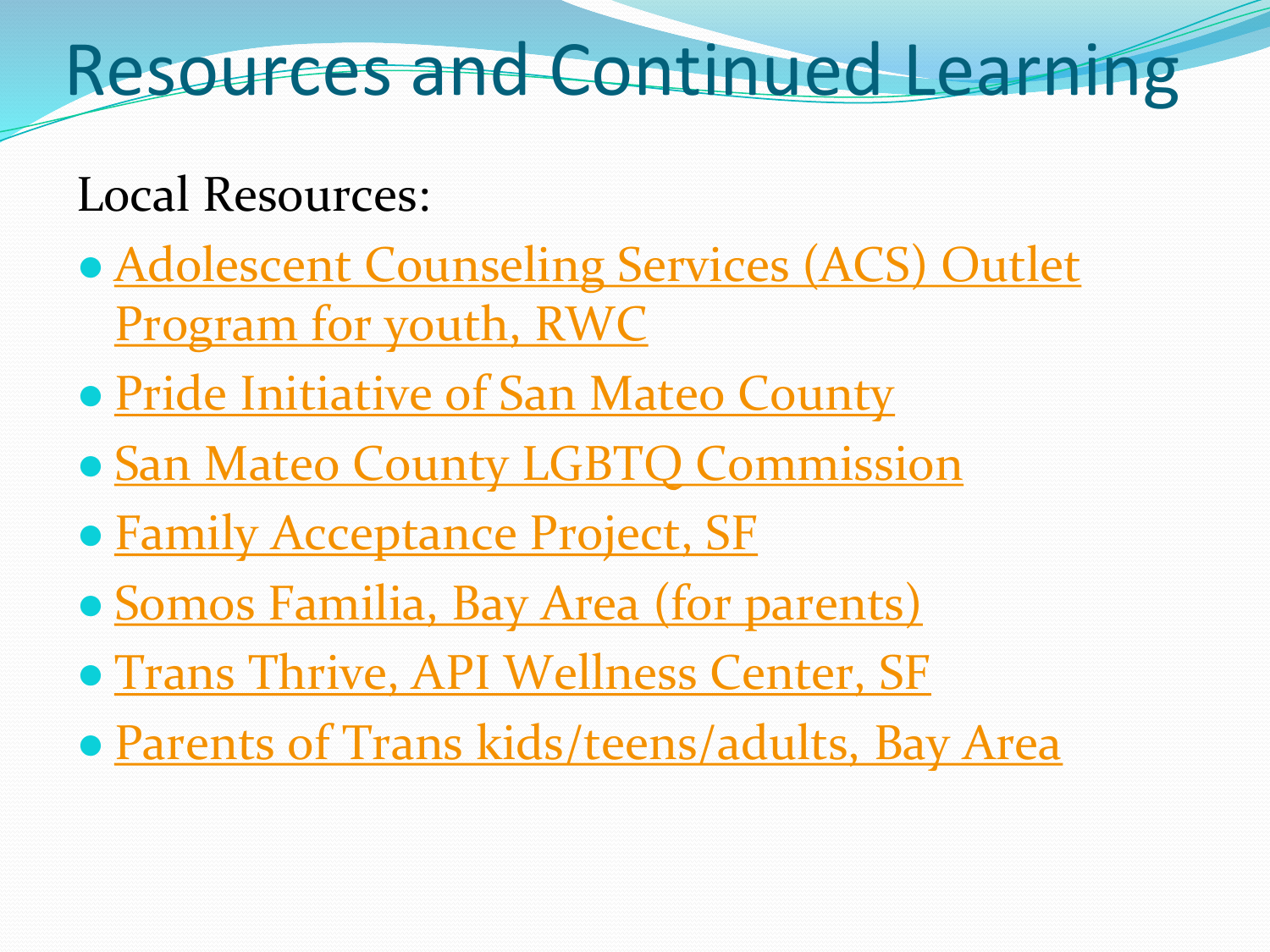# Resources and Continued Learning

Local Resources:

- Adolescent Counseling Services (ACS) Outlet Program for youth, RWC
- Pride Initiative of San Mateo County
- San Mateo County LGBTQ Commission
- Family Acceptance Project, SF
- Somos Familia, Bay Area (for parents)
- Trans Thrive, API Wellness Center, SF
- Parents of Trans kids/teens/adults, Bay Area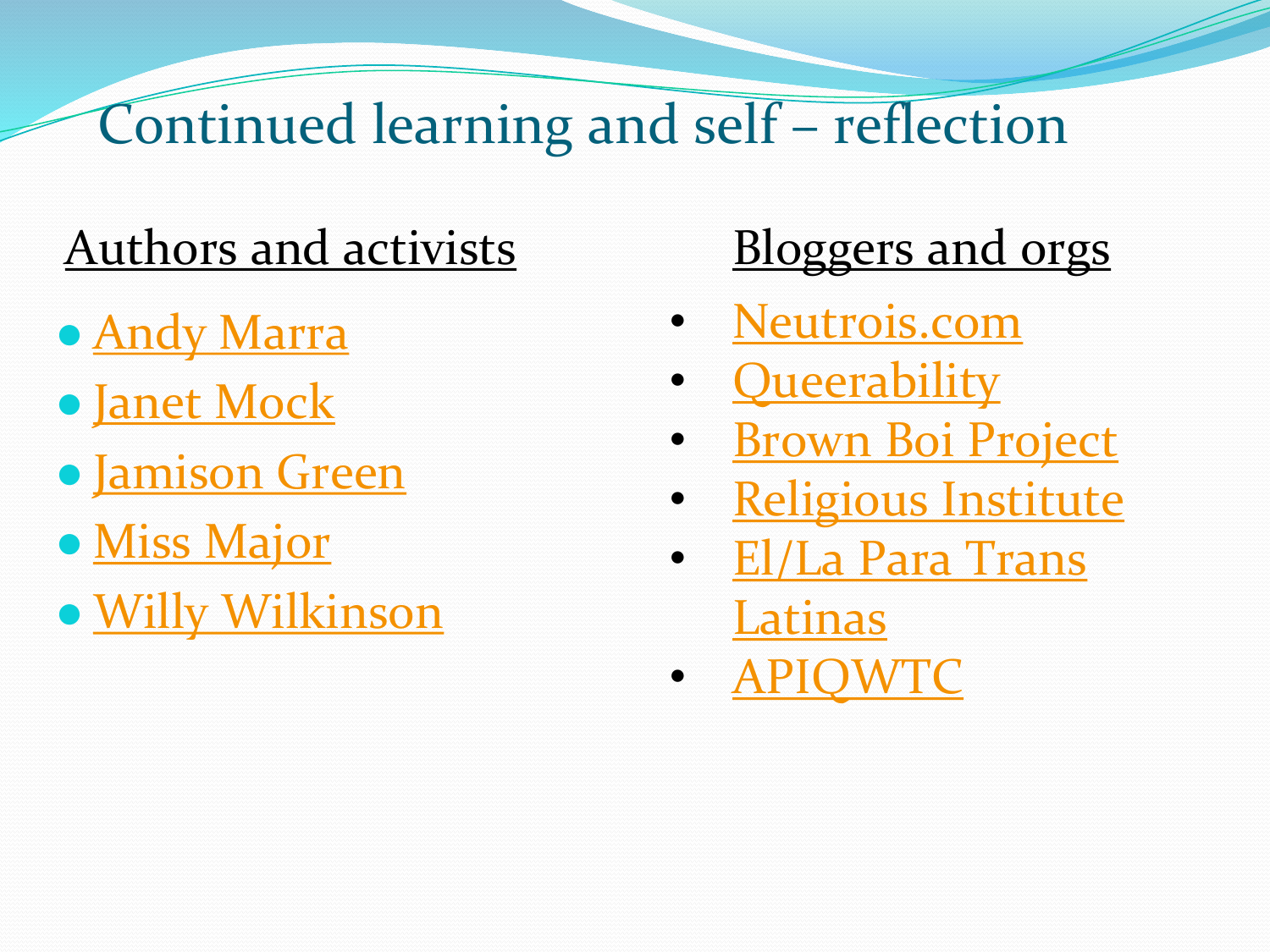# Continued learning and self – reflection

**Authors and activists**

- Andy Marra
- Janet Mock
- Jamison Green
- Miss Major
- Willy Wilkinson

**Bloggers and orgs**

- Neutrois.com
- Queerability
- Brown Boi Project
- Religious Institute
- El/La Para Trans Latinas
- APIQWTC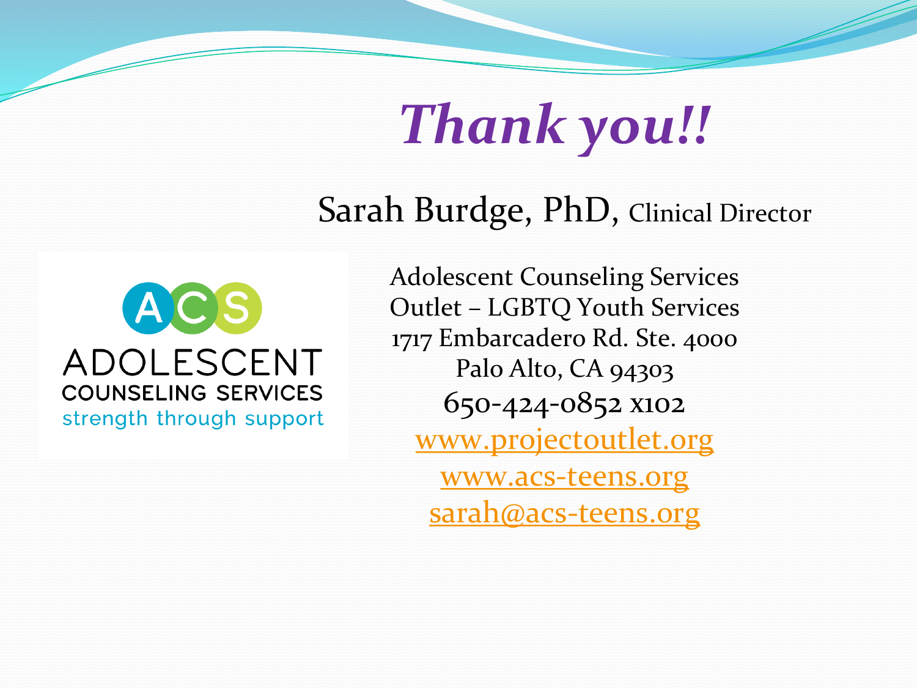# *Thank you!!*

Sarah Burdge, PhD, Clinical Director

ADOLESCENT COUNSELING SERVICES
strength through support

Adolescent Counseling Services
Outlet – LGBTQ Youth Services
1717 Embarcadero Rd. Ste. 4000
Palo Alto, CA 94303
650-424-0852 x102
www.projectoutlet.org
www.acs-teens.org
sarah@acs-teens.org